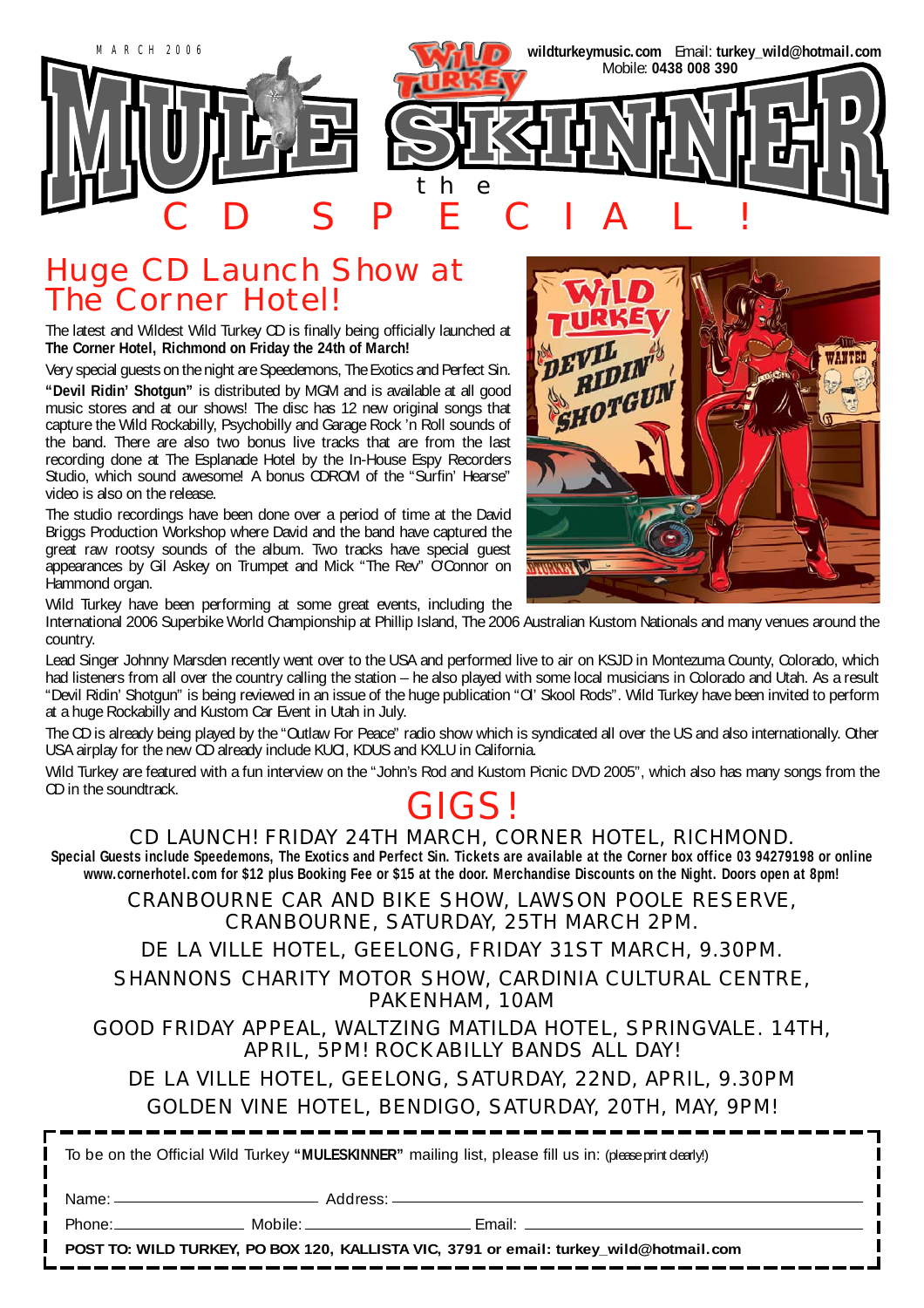MARCH 2006

wildturkeymusic.com Email: turkey_wild@hotmail.com
Mobile: **0438 008 390**

# MULE SKINNER
## the CD SPECIAL!

## Huge CD Launch Show at The Corner Hotel!

The latest and Wildest Wild Turkey CD is finally being officially launched at **The Corner Hotel, Richmond on Friday the 24th of March!**

Very special guests on the night are Speedemons, The Exotics and Perfect Sin.

**"Devil Ridin' Shotgun"** is distributed by MGM and is available at all good music stores and at our shows! The disc has 12 new original songs that capture the Wild Rockabilly, Psychobilly and Garage Rock 'n Roll sounds of the band. There are also two bonus live tracks that are from the last recording done at The Esplanade Hotel by the In-House Espy Recorders Studio, which sound awesome! A bonus CDROM of the "Surfin' Hearse" video is also on the release.

The studio recordings have been done over a period of time at the David Briggs Production Workshop where David and the band have captured the great raw rootsy sounds of the album. Two tracks have special guest appearances by Gil Askey on Trumpet and Mick "The Rev" O'Connor on Hammond organ.

Wild Turkey have been performing at some great events, including the International 2006 Superbike World Championship at Phillip Island, The 2006 Australian Kustom Nationals and many venues around the country.

Lead Singer Johnny Marsden recently went over to the USA and performed live to air on KSJD in Montezuma County, Colorado, which had listeners from all over the country calling the station – he also played with some local musicians in Colorado and Utah. As a result "Devil Ridin' Shotgun" is being reviewed in an issue of the huge publication "Ol' Skool Rods". Wild Turkey have been invited to perform at a huge Rockabilly and Kustom Car Event in Utah in July.

The CD is already being played by the "Outlaw For Peace" radio show which is syndicated all over the US and also internationally. Other USA airplay for the new CD already include KUCI, KDUS and KXLU in California.

Wild Turkey are featured with a fun interview on the "John's Rod and Kustom Picnic DVD 2005", which also has many songs from the CD in the soundtrack.

## GIGS!

CD LAUNCH! FRIDAY 24TH MARCH, CORNER HOTEL, RICHMOND.

**Special Guests include Speedemons, The Exotics and Perfect Sin. Tickets are available at the Corner box office 03 94279198 or online www.cornerhotel.com for $12 plus Booking Fee or $15 at the door. Merchandise Discounts on the Night. Doors open at 8pm!**

CRANBOURNE CAR AND BIKE SHOW, LAWSON POOLE RESERVE, CRANBOURNE, SATURDAY, 25TH MARCH 2PM.

DE LA VILLE HOTEL, GEELONG, FRIDAY 31ST MARCH, 9.30PM.

SHANNONS CHARITY MOTOR SHOW, CARDINIA CULTURAL CENTRE, PAKENHAM, 10AM

GOOD FRIDAY APPEAL, WALTZING MATILDA HOTEL, SPRINGVALE. 14TH, APRIL, 5PM! ROCKABILLY BANDS ALL DAY!

DE LA VILLE HOTEL, GEELONG, SATURDAY, 22ND, APRIL, 9.30PM

GOLDEN VINE HOTEL, BENDIGO, SATURDAY, 20TH, MAY, 9PM!

---

To be on the Official Wild Turkey **"MULESKINNER"** mailing list, please fill us in: (please print clearly!)

Name: ______________________ Address: ______________________

Phone: ______________ Mobile: ______________ Email: ______________

**POST TO: WILD TURKEY, PO BOX 120, KALLISTA VIC, 3791 or email: turkey_wild@hotmail.com**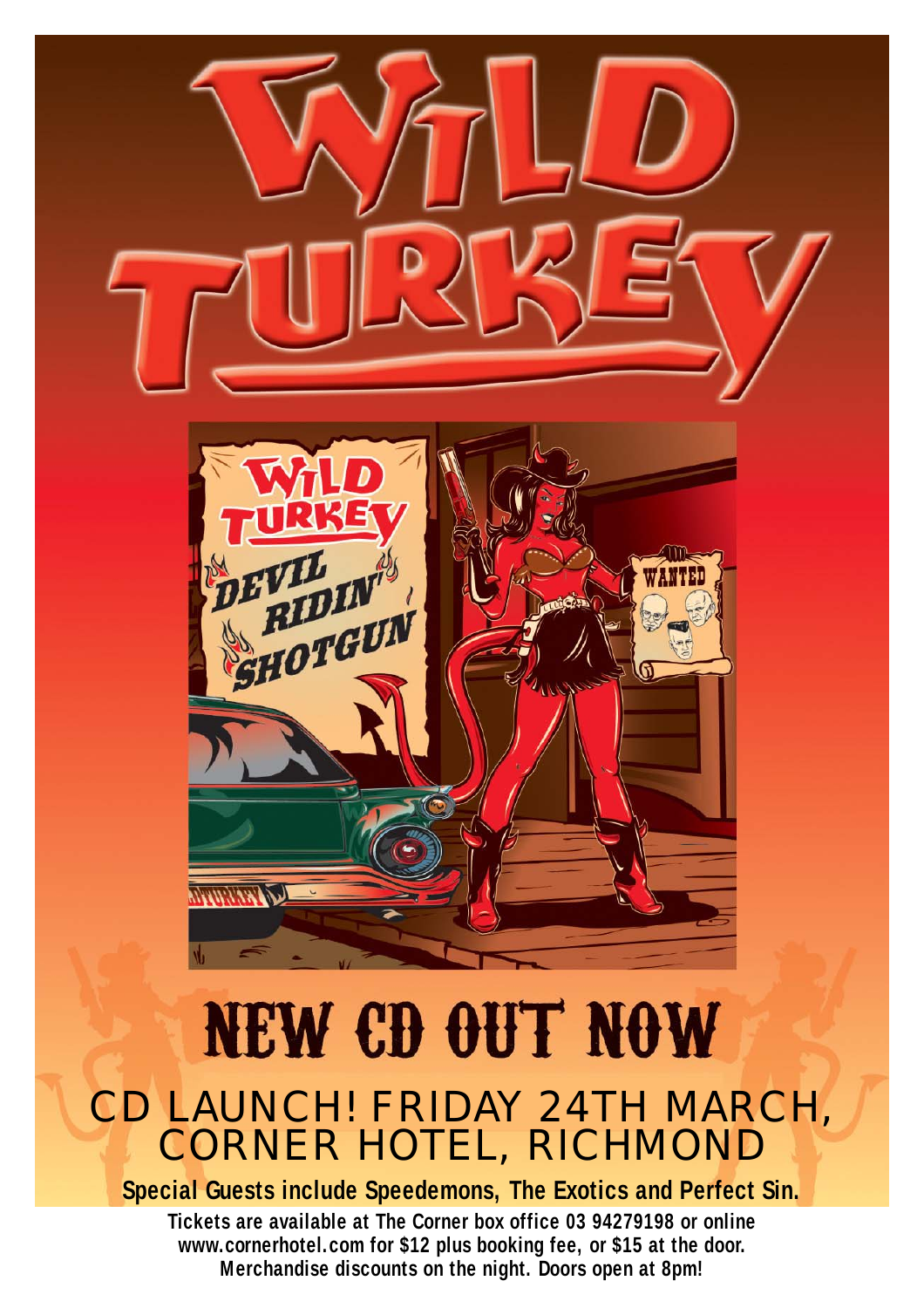# WILD TURKEY

## NEW CD OUT NOW

## CD LAUNCH! FRIDAY 24TH MARCH, CORNER HOTEL, RICHMOND

**Special Guests include Speedemons, The Exotics and Perfect Sin.**

**Tickets are available at The Corner box office 03 94279198 or online www.cornerhotel.com for $12 plus booking fee, or $15 at the door. Merchandise discounts on the night. Doors open at 8pm!**